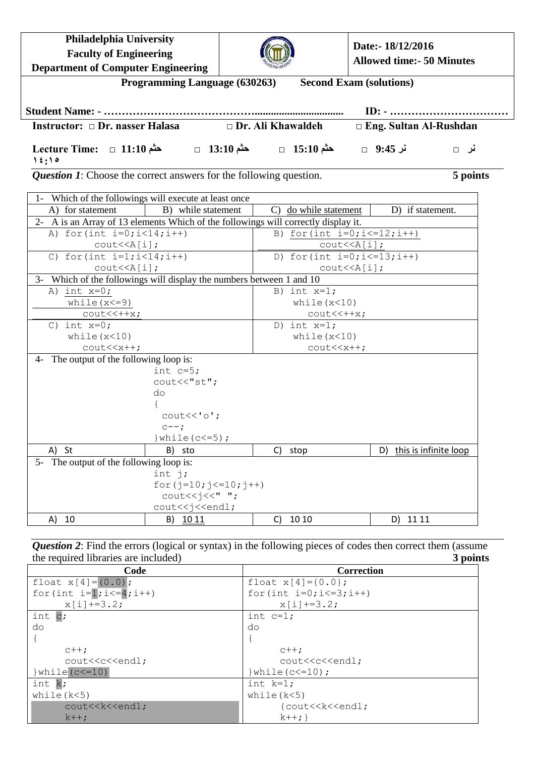| Philadelphia University<br>Faculty of Engineering<br>Department of Computer Engineering | | Date:- 18/12/2016<br>Allowed time:- 50 Minutes |
|---|---|---|

**Programming Language (630263)　　Second Exam (solutions)**

**Student Name: - ………………………………….................................　　ID: - ……………………………**

**Instructor: □ Dr. nasser Halasa　　□ Dr. Ali Khawaldeh　　□ Eng. Sultan Al-Rushdan**

**Lecture Time: □ 11:10 حثم　□ 13:10 حثم　□ 15:10 حثم　□ 9:45 نر　□ نر ١٤:١٥**

***Question 1***: Choose the correct answers for the following question. **5 points**

1- Which of the followings will execute at least once

| A) for statement | B) while statement | C) <u>do while statement</u> | D) if statement. |
|---|---|---|---|

2- A is an Array of 13 elements Which of the followings will correctly display it.

A)
```
for(int i=0;i<14;i++)
    cout<<A[i];
```
B) (underlined — correct answer)
```
for(int i=0;i<=12;i++)
    cout<<A[i];
```
C)
```
for(int i=1;i<14;i++)
    cout<<A[i];
```
D)
```
for(int i=0;i<=13;i++)
    cout<<A[i];
```

3- Which of the followings will display the numbers between 1 and 10

A) (underlined — correct answer)
```
int x=0;
  while(x<=9)
    cout<<++x;
```
B)
```
int x=1;
  while(x<10)
    cout<<++x;
```
C)
```
int x=0;
  while(x<10)
    cout<<x++;
```
D)
```
int x=1;
  while(x<10)
    cout<<x++;
```

4- The output of the following loop is:

```
int c=5;
cout<<"st";
do
{
  cout<<'o';
  c--;
}while(c<=5);
```

| A) St | B) sto | C) stop | D) <u>this is infinite loop</u> |
|---|---|---|---|

5- The output of the following loop is:

```
int j;
for(j=10;j<=10;j++)
  cout<<j<<" ";
cout<<j<<endl;
```

| A) 10 | B) <u>10 11</u> | C) 10 10 | D) 11 11 |
|---|---|---|---|

***Question 2***: Find the errors (logical or syntax) in the following pieces of codes then correct them (assume the required libraries are included) **3 points**

| Code | Correction |
|---|---|
| `float x[4]=(0.0);`<br>`for(int i=1;i<=4;i++)`<br>`      x[i]+=3.2;` | `float x[4]={0.0};`<br>`for(int i=0;i<=3;i++)`<br>`      x[i]+=3.2;` |
| `int c;`<br>`do`<br>`{`<br>`      c++;`<br>`      cout<<c<<endl;`<br>`}while(c<=10)` | `int c=1;`<br>`do`<br>`{`<br>`      c++;`<br>`      cout<<c<<endl;`<br>`}while(c<=10);` |
| `int k;`<br>`while(k<5)`<br>`      cout<<k<<endl;`<br>`      k++;` | `int k=1;`<br>`while(k<5)`<br>`      {cout<<k<<endl;`<br>`      k++;}` |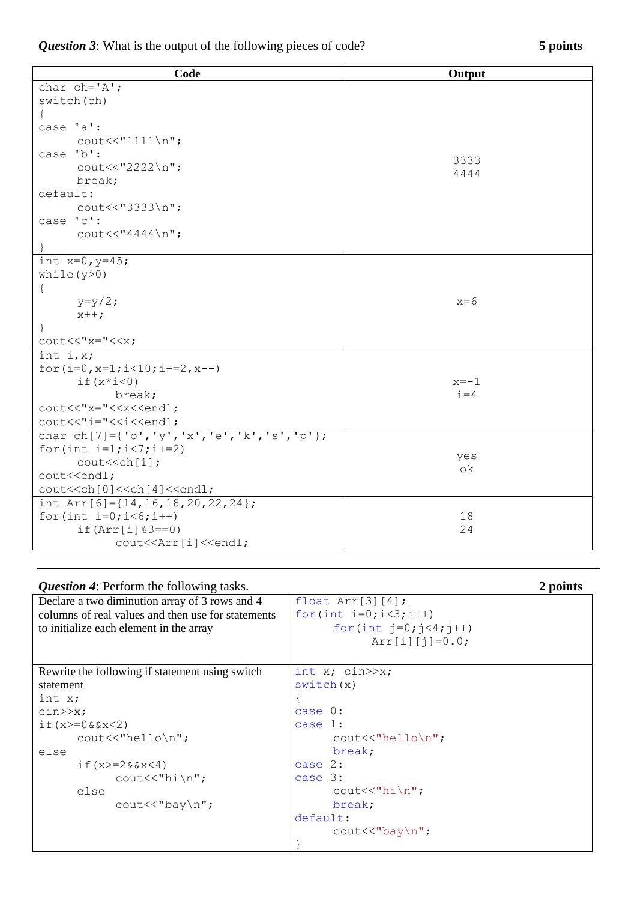***Question 3***: What is the output of the following pieces of code? **5 points**

| Code | Output |
|---|---|
| `char ch='A';`<br>`switch(ch)`<br>`{`<br>`case 'a':`<br>`      cout<<"1111\n";`<br>`case 'b':`<br>`      cout<<"2222\n";`<br>`      break;`<br>`default:`<br>`      cout<<"3333\n";`<br>`case 'c':`<br>`      cout<<"4444\n";`<br>`}` | 3333<br>4444 |
| `int x=0,y=45;`<br>`while(y>0)`<br>`{`<br>`      y=y/2;`<br>`      x++;`<br>`}`<br>`cout<<"x="<<x;` | x=6 |
| `int i,x;`<br>`for(i=0,x=1;i<10;i+=2,x--)`<br>`      if(x*i<0)`<br>`            break;`<br>`cout<<"x="<<x<<endl;`<br>`cout<<"i="<<i<<endl;` | x=-1<br>i=4 |
| `char ch[7]={'o','y','x','e','k','s','p'};`<br>`for(int i=1;i<7;i+=2)`<br>`      cout<<ch[i];`<br>`cout<<endl;`<br>`cout<<ch[0]<<ch[4]<<endl;` | yes<br>ok |
| `int Arr[6]={14,16,18,20,22,24};`<br>`for(int i=0;i<6;i++)`<br>`      if(Arr[i]%3==0)`<br>`            cout<<Arr[i]<<endl;` | 18<br>24 |

***Question 4***: Perform the following tasks. **2 points**

| Task | Answer |
|---|---|
| Declare a two diminution array of 3 rows and 4 columns of real values and then use for statements to initialize each element in the array | `float Arr[3][4];`<br>`for(int i=0;i<3;i++)`<br>`      for(int j=0;j<4;j++)`<br>`            Arr[i][j]=0.0;` |
| Rewrite the following if statement using switch statement<br>`int x;`<br>`cin>>x;`<br>`if(x>=0&&x<2)`<br>`      cout<<"hello\n";`<br>`else`<br>`      if(x>=2&&x<4)`<br>`            cout<<"hi\n";`<br>`      else`<br>`            cout<<"bay\n";` | `int x; cin>>x;`<br>`switch(x)`<br>`{`<br>`case 0:`<br>`case 1:`<br>`      cout<<"hello\n";`<br>`      break;`<br>`case 2:`<br>`case 3:`<br>`      cout<<"hi\n";`<br>`      break;`<br>`default:`<br>`      cout<<"bay\n";`<br>`}` |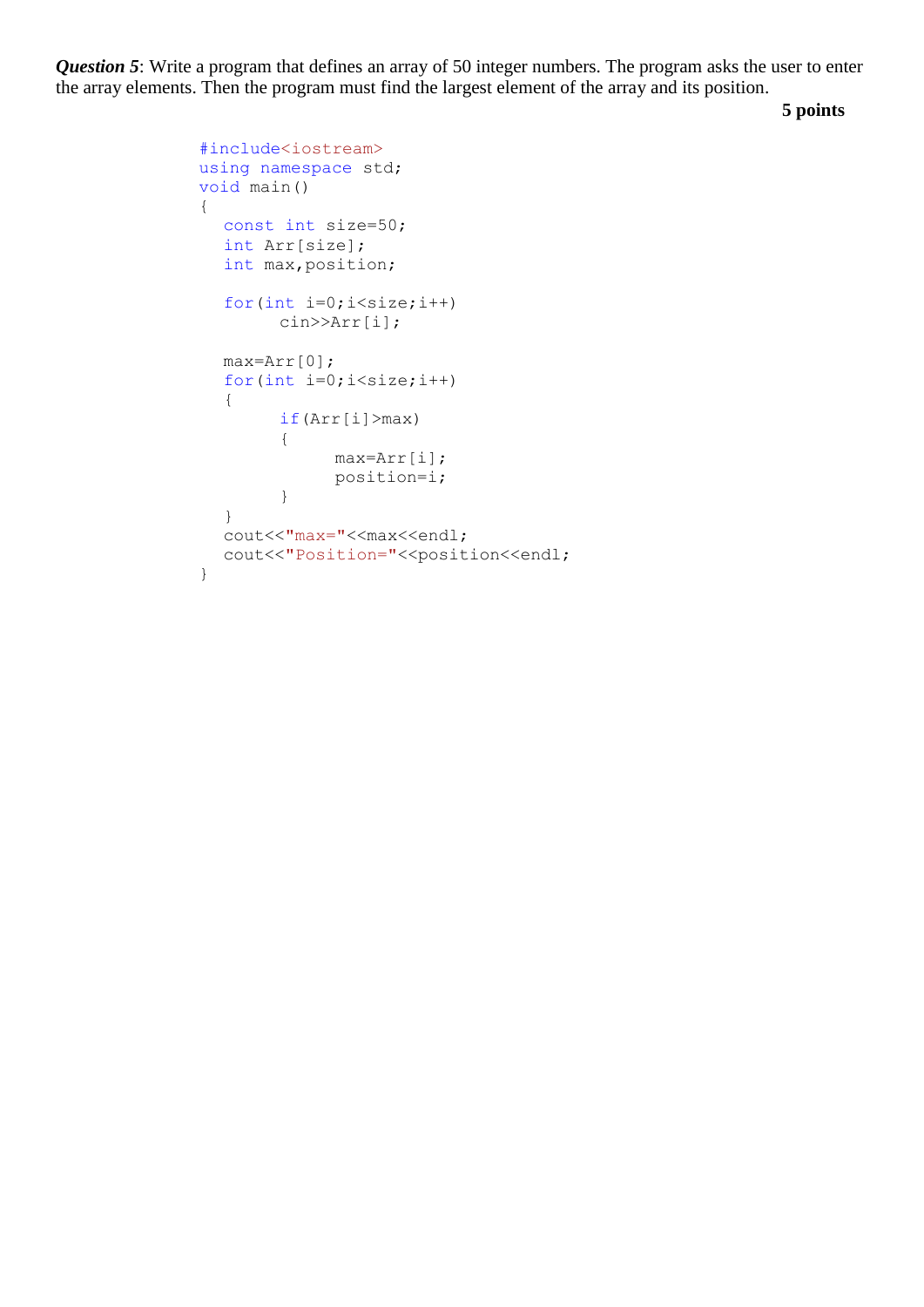***Question 5***: Write a program that defines an array of 50 integer numbers. The program asks the user to enter the array elements. Then the program must find the largest element of the array and its position.

**5 points**

```
#include<iostream>
using namespace std;
void main()
{
  const int size=50;
  int Arr[size];
  int max,position;

  for(int i=0;i<size;i++)
       cin>>Arr[i];

  max=Arr[0];
  for(int i=0;i<size;i++)
  {
       if(Arr[i]>max)
       {
            max=Arr[i];
            position=i;
       }
  }
  cout<<"max="<<max<<endl;
  cout<<"Position="<<position<<endl;
}
```